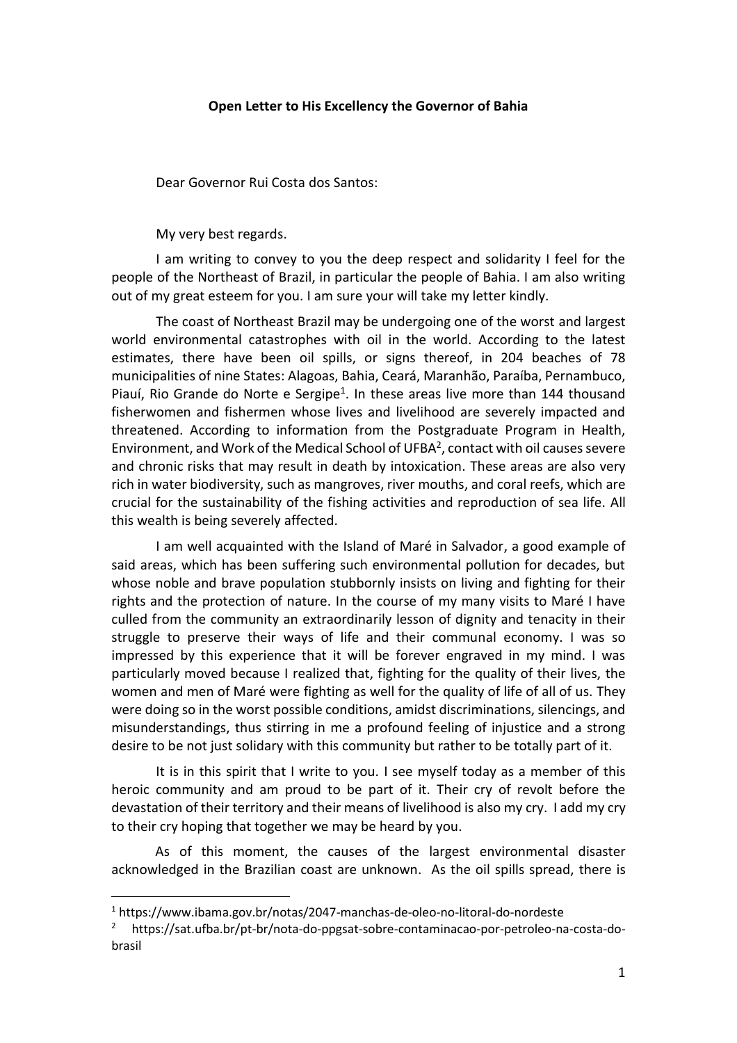**Open Letter to His Excellency the Governor of Bahia**

Dear Governor Rui Costa dos Santos:

My very best regards.

I am writing to convey to you the deep respect and solidarity I feel for the people of the Northeast of Brazil, in particular the people of Bahia. I am also writing out of my great esteem for you. I am sure your will take my letter kindly.

The coast of Northeast Brazil may be undergoing one of the worst and largest world environmental catastrophes with oil in the world. According to the latest estimates, there have been oil spills, or signs thereof, in 204 beaches of 78 municipalities of nine States: Alagoas, Bahia, Ceará, Maranhão, Paraíba, Pernambuco, Piauí, Rio Grande do Norte e Sergipe[1]. In these areas live more than 144 thousand fisherwomen and fishermen whose lives and livelihood are severely impacted and threatened. According to information from the Postgraduate Program in Health, Environment, and Work of the Medical School of UFBA[2], contact with oil causes severe and chronic risks that may result in death by intoxication. These areas are also very rich in water biodiversity, such as mangroves, river mouths, and coral reefs, which are crucial for the sustainability of the fishing activities and reproduction of sea life. All this wealth is being severely affected.

I am well acquainted with the Island of Maré in Salvador, a good example of said areas, which has been suffering such environmental pollution for decades, but whose noble and brave population stubbornly insists on living and fighting for their rights and the protection of nature. In the course of my many visits to Maré I have culled from the community an extraordinarily lesson of dignity and tenacity in their struggle to preserve their ways of life and their communal economy. I was so impressed by this experience that it will be forever engraved in my mind. I was particularly moved because I realized that, fighting for the quality of their lives, the women and men of Maré were fighting as well for the quality of life of all of us. They were doing so in the worst possible conditions, amidst discriminations, silencings, and misunderstandings, thus stirring in me a profound feeling of injustice and a strong desire to be not just solidary with this community but rather to be totally part of it.

It is in this spirit that I write to you. I see myself today as a member of this heroic community and am proud to be part of it. Their cry of revolt before the devastation of their territory and their means of livelihood is also my cry. I add my cry to their cry hoping that together we may be heard by you.

As of this moment, the causes of the largest environmental disaster acknowledged in the Brazilian coast are unknown. As the oil spills spread, there is

---

[1] https://www.ibama.gov.br/notas/2047-manchas-de-oleo-no-litoral-do-nordeste

[2] https://sat.ufba.br/pt-br/nota-do-ppgsat-sobre-contaminacao-por-petroleo-na-costa-do-brasil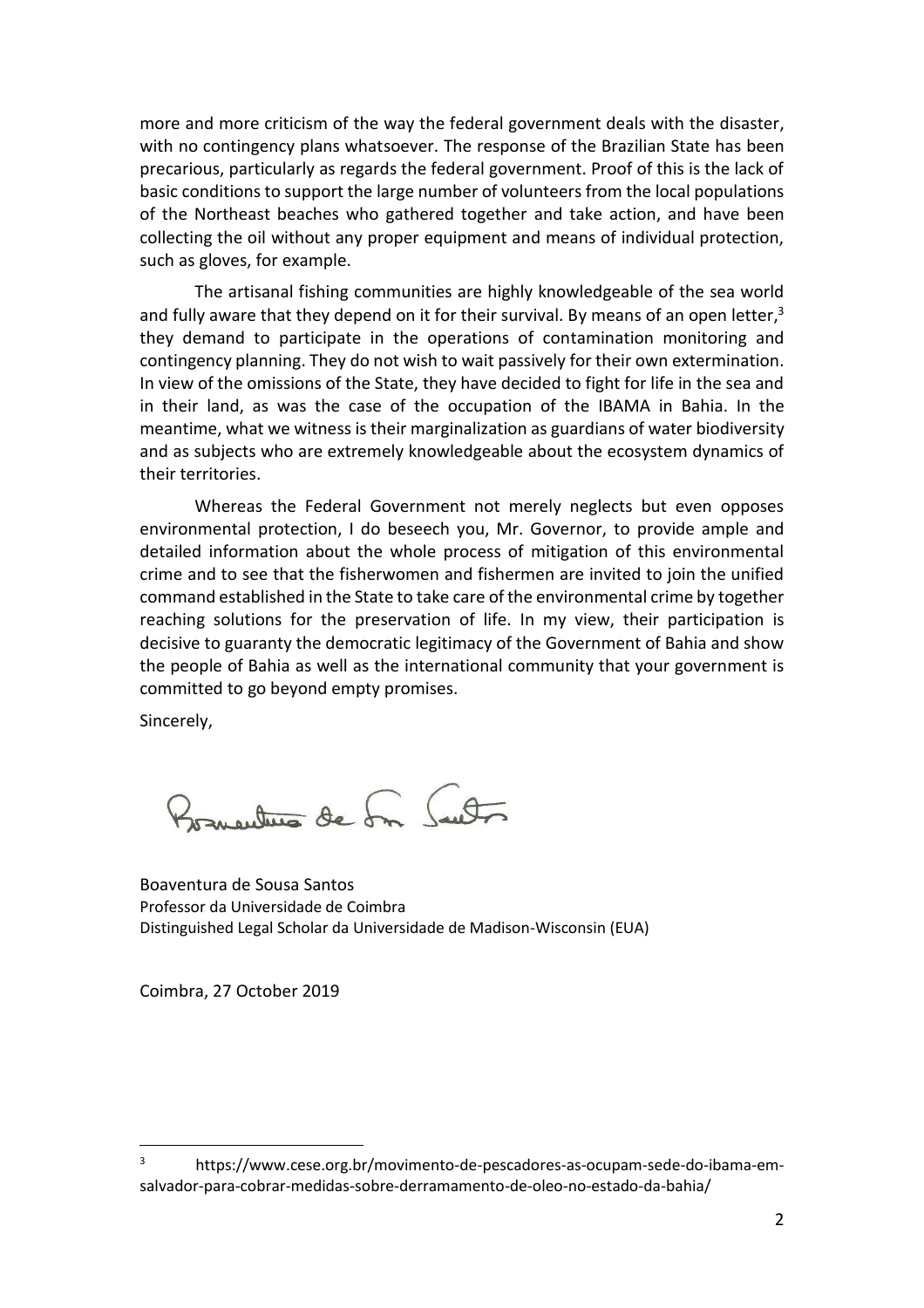more and more criticism of the way the federal government deals with the disaster, with no contingency plans whatsoever. The response of the Brazilian State has been precarious, particularly as regards the federal government. Proof of this is the lack of basic conditions to support the large number of volunteers from the local populations of the Northeast beaches who gathered together and take action, and have been collecting the oil without any proper equipment and means of individual protection, such as gloves, for example.

The artisanal fishing communities are highly knowledgeable of the sea world and fully aware that they depend on it for their survival. By means of an open letter,[3] they demand to participate in the operations of contamination monitoring and contingency planning. They do not wish to wait passively for their own extermination. In view of the omissions of the State, they have decided to fight for life in the sea and in their land, as was the case of the occupation of the IBAMA in Bahia. In the meantime, what we witness is their marginalization as guardians of water biodiversity and as subjects who are extremely knowledgeable about the ecosystem dynamics of their territories.

Whereas the Federal Government not merely neglects but even opposes environmental protection, I do beseech you, Mr. Governor, to provide ample and detailed information about the whole process of mitigation of this environmental crime and to see that the fisherwomen and fishermen are invited to join the unified command established in the State to take care of the environmental crime by together reaching solutions for the preservation of life. In my view, their participation is decisive to guaranty the democratic legitimacy of the Government of Bahia and show the people of Bahia as well as the international community that your government is committed to go beyond empty promises.

Sincerely,

Boaventura de Sousa Santos
Professor da Universidade de Coimbra
Distinguished Legal Scholar da Universidade de Madison-Wisconsin (EUA)

Coimbra, 27 October 2019

---

[3] https://www.cese.org.br/movimento-de-pescadores-as-ocupam-sede-do-ibama-em-salvador-para-cobrar-medidas-sobre-derramamento-de-oleo-no-estado-da-bahia/